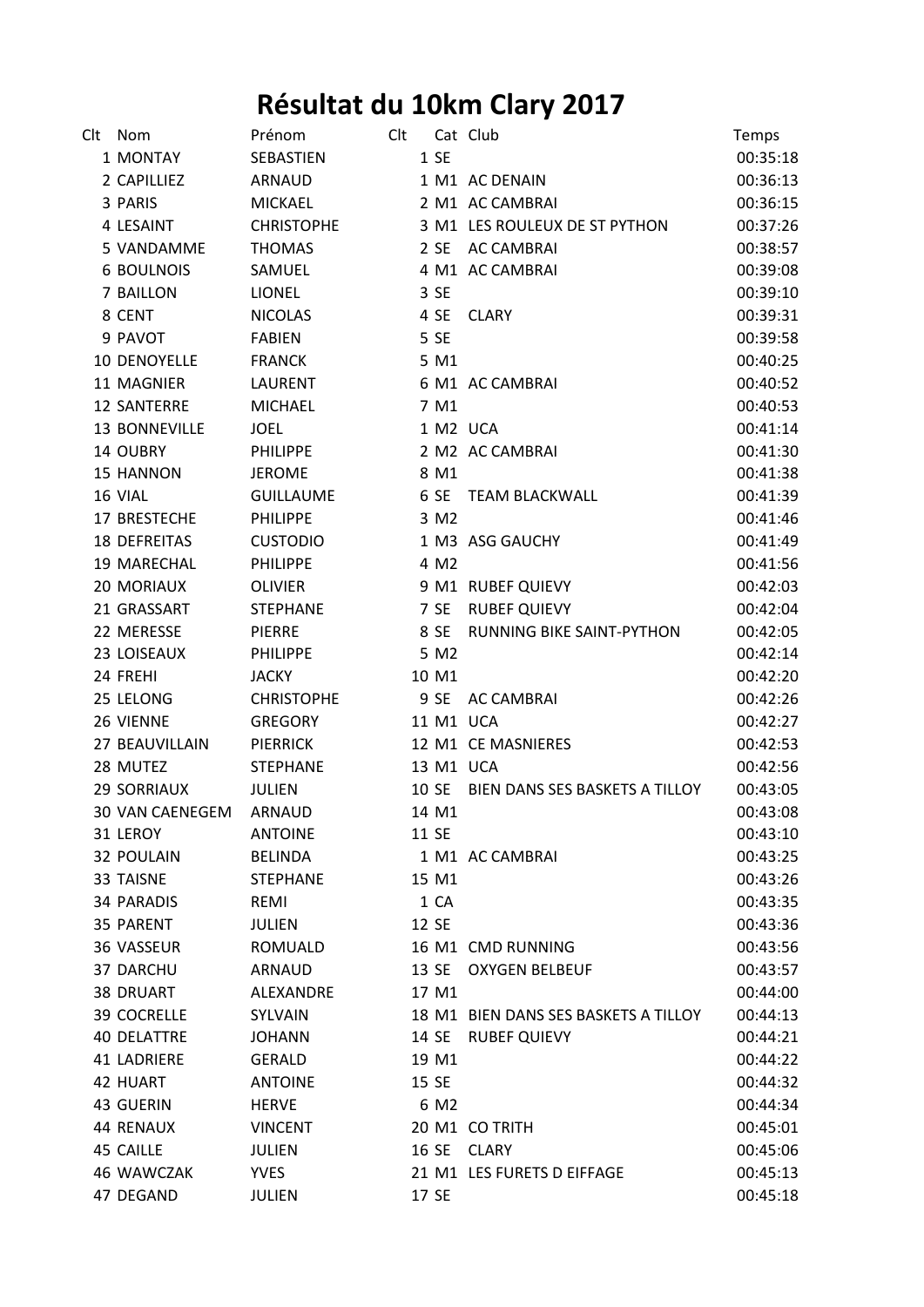# Résultat du 10km Clary 2017

| Clt | Nom | Prénom | Clt | Cat | Club | Temps |
|---|---|---|---|---|---|---|
| 1 | MONTAY | SEBASTIEN | 1 | SE | | 00:35:18 |
| 2 | CAPILLIEZ | ARNAUD | 1 | M1 | AC DENAIN | 00:36:13 |
| 3 | PARIS | MICKAEL | 2 | M1 | AC CAMBRAI | 00:36:15 |
| 4 | LESAINT | CHRISTOPHE | 3 | M1 | LES ROULEUX DE ST PYTHON | 00:37:26 |
| 5 | VANDAMME | THOMAS | 2 | SE | AC CAMBRAI | 00:38:57 |
| 6 | BOULNOIS | SAMUEL | 4 | M1 | AC CAMBRAI | 00:39:08 |
| 7 | BAILLON | LIONEL | 3 | SE | | 00:39:10 |
| 8 | CENT | NICOLAS | 4 | SE | CLARY | 00:39:31 |
| 9 | PAVOT | FABIEN | 5 | SE | | 00:39:58 |
| 10 | DENOYELLE | FRANCK | 5 | M1 | | 00:40:25 |
| 11 | MAGNIER | LAURENT | 6 | M1 | AC CAMBRAI | 00:40:52 |
| 12 | SANTERRE | MICHAEL | 7 | M1 | | 00:40:53 |
| 13 | BONNEVILLE | JOEL | 1 | M2 | UCA | 00:41:14 |
| 14 | OUBRY | PHILIPPE | 2 | M2 | AC CAMBRAI | 00:41:30 |
| 15 | HANNON | JEROME | 8 | M1 | | 00:41:38 |
| 16 | VIAL | GUILLAUME | 6 | SE | TEAM BLACKWALL | 00:41:39 |
| 17 | BRESTECHE | PHILIPPE | 3 | M2 | | 00:41:46 |
| 18 | DEFREITAS | CUSTODIO | 1 | M3 | ASG GAUCHY | 00:41:49 |
| 19 | MARECHAL | PHILIPPE | 4 | M2 | | 00:41:56 |
| 20 | MORIAUX | OLIVIER | 9 | M1 | RUBEF QUIEVY | 00:42:03 |
| 21 | GRASSART | STEPHANE | 7 | SE | RUBEF QUIEVY | 00:42:04 |
| 22 | MERESSE | PIERRE | 8 | SE | RUNNING BIKE SAINT-PYTHON | 00:42:05 |
| 23 | LOISEAUX | PHILIPPE | 5 | M2 | | 00:42:14 |
| 24 | FREHI | JACKY | 10 | M1 | | 00:42:20 |
| 25 | LELONG | CHRISTOPHE | 9 | SE | AC CAMBRAI | 00:42:26 |
| 26 | VIENNE | GREGORY | 11 | M1 | UCA | 00:42:27 |
| 27 | BEAUVILLAIN | PIERRICK | 12 | M1 | CE MASNIERES | 00:42:53 |
| 28 | MUTEZ | STEPHANE | 13 | M1 | UCA | 00:42:56 |
| 29 | SORRIAUX | JULIEN | 10 | SE | BIEN DANS SES BASKETS A TILLOY | 00:43:05 |
| 30 | VAN CAENEGEM | ARNAUD | 14 | M1 | | 00:43:08 |
| 31 | LEROY | ANTOINE | 11 | SE | | 00:43:10 |
| 32 | POULAIN | BELINDA | 1 | M1 | AC CAMBRAI | 00:43:25 |
| 33 | TAISNE | STEPHANE | 15 | M1 | | 00:43:26 |
| 34 | PARADIS | REMI | 1 | CA | | 00:43:35 |
| 35 | PARENT | JULIEN | 12 | SE | | 00:43:36 |
| 36 | VASSEUR | ROMUALD | 16 | M1 | CMD RUNNING | 00:43:56 |
| 37 | DARCHU | ARNAUD | 13 | SE | OXYGEN BELBEUF | 00:43:57 |
| 38 | DRUART | ALEXANDRE | 17 | M1 | | 00:44:00 |
| 39 | COCRELLE | SYLVAIN | 18 | M1 | BIEN DANS SES BASKETS A TILLOY | 00:44:13 |
| 40 | DELATTRE | JOHANN | 14 | SE | RUBEF QUIEVY | 00:44:21 |
| 41 | LADRIERE | GERALD | 19 | M1 | | 00:44:22 |
| 42 | HUART | ANTOINE | 15 | SE | | 00:44:32 |
| 43 | GUERIN | HERVE | 6 | M2 | | 00:44:34 |
| 44 | RENAUX | VINCENT | 20 | M1 | CO TRITH | 00:45:01 |
| 45 | CAILLE | JULIEN | 16 | SE | CLARY | 00:45:06 |
| 46 | WAWCZAK | YVES | 21 | M1 | LES FURETS D EIFFAGE | 00:45:13 |
| 47 | DEGAND | JULIEN | 17 | SE | | 00:45:18 |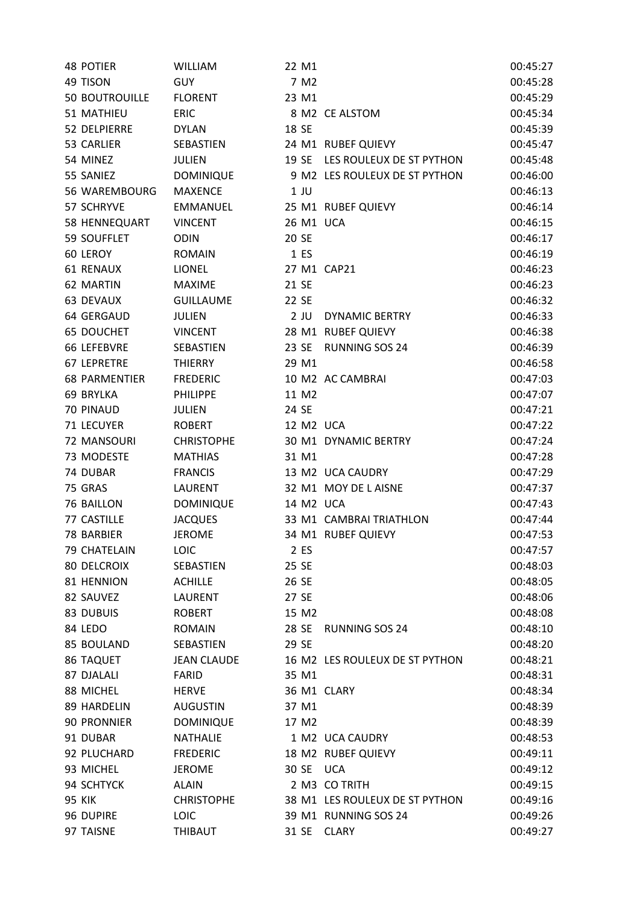| | | | | | | |
|---|---|---|---|---|---|---|
| 48 | POTIER | WILLIAM | 22 | M1 | | 00:45:27 |
| 49 | TISON | GUY | 7 | M2 | | 00:45:28 |
| 50 | BOUTROUILLE | FLORENT | 23 | M1 | | 00:45:29 |
| 51 | MATHIEU | ERIC | 8 | M2 | CE ALSTOM | 00:45:34 |
| 52 | DELPIERRE | DYLAN | 18 | SE | | 00:45:39 |
| 53 | CARLIER | SEBASTIEN | 24 | M1 | RUBEF QUIEVY | 00:45:47 |
| 54 | MINEZ | JULIEN | 19 | SE | LES ROULEUX DE ST PYTHON | 00:45:48 |
| 55 | SANIEZ | DOMINIQUE | 9 | M2 | LES ROULEUX DE ST PYTHON | 00:46:00 |
| 56 | WAREMBOURG | MAXENCE | 1 | JU | | 00:46:13 |
| 57 | SCHRYVE | EMMANUEL | 25 | M1 | RUBEF QUIEVY | 00:46:14 |
| 58 | HENNEQUART | VINCENT | 26 | M1 | UCA | 00:46:15 |
| 59 | SOUFFLET | ODIN | 20 | SE | | 00:46:17 |
| 60 | LEROY | ROMAIN | 1 | ES | | 00:46:19 |
| 61 | RENAUX | LIONEL | 27 | M1 | CAP21 | 00:46:23 |
| 62 | MARTIN | MAXIME | 21 | SE | | 00:46:23 |
| 63 | DEVAUX | GUILLAUME | 22 | SE | | 00:46:32 |
| 64 | GERGAUD | JULIEN | 2 | JU | DYNAMIC BERTRY | 00:46:33 |
| 65 | DOUCHET | VINCENT | 28 | M1 | RUBEF QUIEVY | 00:46:38 |
| 66 | LEFEBVRE | SEBASTIEN | 23 | SE | RUNNING SOS 24 | 00:46:39 |
| 67 | LEPRETRE | THIERRY | 29 | M1 | | 00:46:58 |
| 68 | PARMENTIER | FREDERIC | 10 | M2 | AC CAMBRAI | 00:47:03 |
| 69 | BRYLKA | PHILIPPE | 11 | M2 | | 00:47:07 |
| 70 | PINAUD | JULIEN | 24 | SE | | 00:47:21 |
| 71 | LECUYER | ROBERT | 12 | M2 | UCA | 00:47:22 |
| 72 | MANSOURI | CHRISTOPHE | 30 | M1 | DYNAMIC BERTRY | 00:47:24 |
| 73 | MODESTE | MATHIAS | 31 | M1 | | 00:47:28 |
| 74 | DUBAR | FRANCIS | 13 | M2 | UCA CAUDRY | 00:47:29 |
| 75 | GRAS | LAURENT | 32 | M1 | MOY DE L AISNE | 00:47:37 |
| 76 | BAILLON | DOMINIQUE | 14 | M2 | UCA | 00:47:43 |
| 77 | CASTILLE | JACQUES | 33 | M1 | CAMBRAI TRIATHLON | 00:47:44 |
| 78 | BARBIER | JEROME | 34 | M1 | RUBEF QUIEVY | 00:47:53 |
| 79 | CHATELAIN | LOIC | 2 | ES | | 00:47:57 |
| 80 | DELCROIX | SEBASTIEN | 25 | SE | | 00:48:03 |
| 81 | HENNION | ACHILLE | 26 | SE | | 00:48:05 |
| 82 | SAUVEZ | LAURENT | 27 | SE | | 00:48:06 |
| 83 | DUBUIS | ROBERT | 15 | M2 | | 00:48:08 |
| 84 | LEDO | ROMAIN | 28 | SE | RUNNING SOS 24 | 00:48:10 |
| 85 | BOULAND | SEBASTIEN | 29 | SE | | 00:48:20 |
| 86 | TAQUET | JEAN CLAUDE | 16 | M2 | LES ROULEUX DE ST PYTHON | 00:48:21 |
| 87 | DJALALI | FARID | 35 | M1 | | 00:48:31 |
| 88 | MICHEL | HERVE | 36 | M1 | CLARY | 00:48:34 |
| 89 | HARDELIN | AUGUSTIN | 37 | M1 | | 00:48:39 |
| 90 | PRONNIER | DOMINIQUE | 17 | M2 | | 00:48:39 |
| 91 | DUBAR | NATHALIE | 1 | M2 | UCA CAUDRY | 00:48:53 |
| 92 | PLUCHARD | FREDERIC | 18 | M2 | RUBEF QUIEVY | 00:49:11 |
| 93 | MICHEL | JEROME | 30 | SE | UCA | 00:49:12 |
| 94 | SCHTYCK | ALAIN | 2 | M3 | CO TRITH | 00:49:15 |
| 95 | KIK | CHRISTOPHE | 38 | M1 | LES ROULEUX DE ST PYTHON | 00:49:16 |
| 96 | DUPIRE | LOIC | 39 | M1 | RUNNING SOS 24 | 00:49:26 |
| 97 | TAISNE | THIBAUT | 31 | SE | CLARY | 00:49:27 |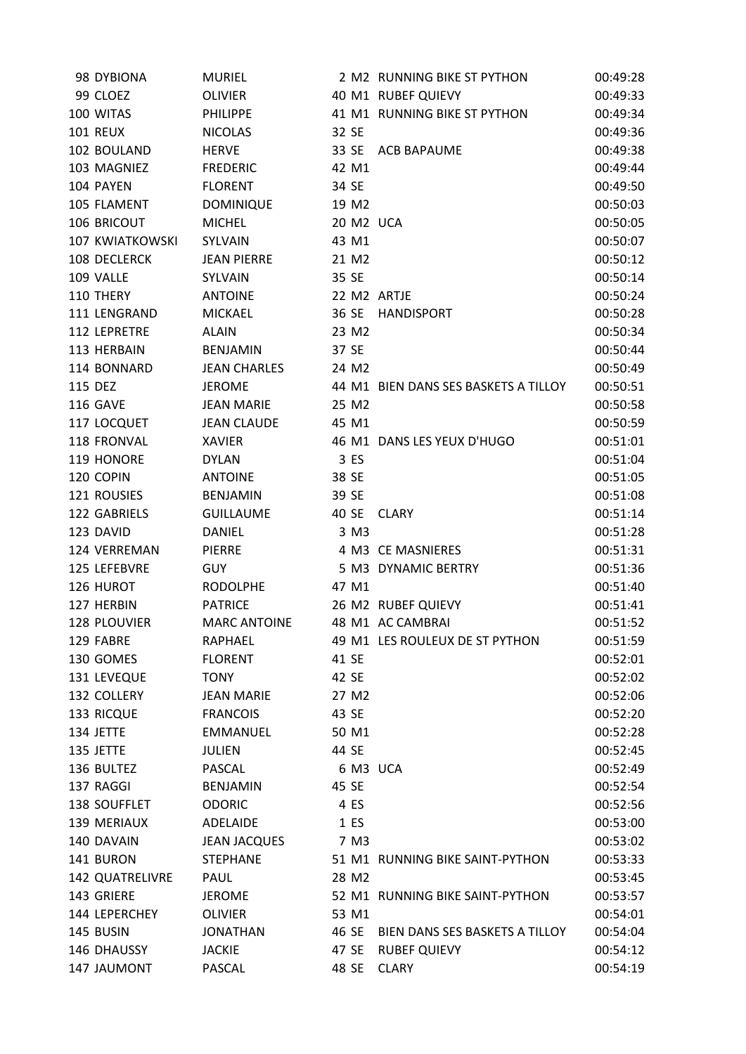| | | | | | | |
|---|---|---|---|---|---|---|
| 98 | DYBIONA | MURIEL | 2 | M2 | RUNNING BIKE ST PYTHON | 00:49:28 |
| 99 | CLOEZ | OLIVIER | 40 | M1 | RUBEF QUIEVY | 00:49:33 |
| 100 | WITAS | PHILIPPE | 41 | M1 | RUNNING BIKE ST PYTHON | 00:49:34 |
| 101 | REUX | NICOLAS | 32 | SE | | 00:49:36 |
| 102 | BOULAND | HERVE | 33 | SE | ACB BAPAUME | 00:49:38 |
| 103 | MAGNIEZ | FREDERIC | 42 | M1 | | 00:49:44 |
| 104 | PAYEN | FLORENT | 34 | SE | | 00:49:50 |
| 105 | FLAMENT | DOMINIQUE | 19 | M2 | | 00:50:03 |
| 106 | BRICOUT | MICHEL | 20 | M2 | UCA | 00:50:05 |
| 107 | KWIATKOWSKI | SYLVAIN | 43 | M1 | | 00:50:07 |
| 108 | DECLERCK | JEAN PIERRE | 21 | M2 | | 00:50:12 |
| 109 | VALLE | SYLVAIN | 35 | SE | | 00:50:14 |
| 110 | THERY | ANTOINE | 22 | M2 | ARTJE | 00:50:24 |
| 111 | LENGRAND | MICKAEL | 36 | SE | HANDISPORT | 00:50:28 |
| 112 | LEPRETRE | ALAIN | 23 | M2 | | 00:50:34 |
| 113 | HERBAIN | BENJAMIN | 37 | SE | | 00:50:44 |
| 114 | BONNARD | JEAN CHARLES | 24 | M2 | | 00:50:49 |
| 115 | DEZ | JEROME | 44 | M1 | BIEN DANS SES BASKETS A TILLOY | 00:50:51 |
| 116 | GAVE | JEAN MARIE | 25 | M2 | | 00:50:58 |
| 117 | LOCQUET | JEAN CLAUDE | 45 | M1 | | 00:50:59 |
| 118 | FRONVAL | XAVIER | 46 | M1 | DANS LES YEUX D'HUGO | 00:51:01 |
| 119 | HONORE | DYLAN | 3 | ES | | 00:51:04 |
| 120 | COPIN | ANTOINE | 38 | SE | | 00:51:05 |
| 121 | ROUSIES | BENJAMIN | 39 | SE | | 00:51:08 |
| 122 | GABRIELS | GUILLAUME | 40 | SE | CLARY | 00:51:14 |
| 123 | DAVID | DANIEL | 3 | M3 | | 00:51:28 |
| 124 | VERREMAN | PIERRE | 4 | M3 | CE MASNIERES | 00:51:31 |
| 125 | LEFEBVRE | GUY | 5 | M3 | DYNAMIC BERTRY | 00:51:36 |
| 126 | HUROT | RODOLPHE | 47 | M1 | | 00:51:40 |
| 127 | HERBIN | PATRICE | 26 | M2 | RUBEF QUIEVY | 00:51:41 |
| 128 | PLOUVIER | MARC ANTOINE | 48 | M1 | AC CAMBRAI | 00:51:52 |
| 129 | FABRE | RAPHAEL | 49 | M1 | LES ROULEUX DE ST PYTHON | 00:51:59 |
| 130 | GOMES | FLORENT | 41 | SE | | 00:52:01 |
| 131 | LEVEQUE | TONY | 42 | SE | | 00:52:02 |
| 132 | COLLERY | JEAN MARIE | 27 | M2 | | 00:52:06 |
| 133 | RICQUE | FRANCOIS | 43 | SE | | 00:52:20 |
| 134 | JETTE | EMMANUEL | 50 | M1 | | 00:52:28 |
| 135 | JETTE | JULIEN | 44 | SE | | 00:52:45 |
| 136 | BULTEZ | PASCAL | 6 | M3 | UCA | 00:52:49 |
| 137 | RAGGI | BENJAMIN | 45 | SE | | 00:52:54 |
| 138 | SOUFFLET | ODORIC | 4 | ES | | 00:52:56 |
| 139 | MERIAUX | ADELAIDE | 1 | ES | | 00:53:00 |
| 140 | DAVAIN | JEAN JACQUES | 7 | M3 | | 00:53:02 |
| 141 | BURON | STEPHANE | 51 | M1 | RUNNING BIKE SAINT-PYTHON | 00:53:33 |
| 142 | QUATRELIVRE | PAUL | 28 | M2 | | 00:53:45 |
| 143 | GRIERE | JEROME | 52 | M1 | RUNNING BIKE SAINT-PYTHON | 00:53:57 |
| 144 | LEPERCHEY | OLIVIER | 53 | M1 | | 00:54:01 |
| 145 | BUSIN | JONATHAN | 46 | SE | BIEN DANS SES BASKETS A TILLOY | 00:54:04 |
| 146 | DHAUSSY | JACKIE | 47 | SE | RUBEF QUIEVY | 00:54:12 |
| 147 | JAUMONT | PASCAL | 48 | SE | CLARY | 00:54:19 |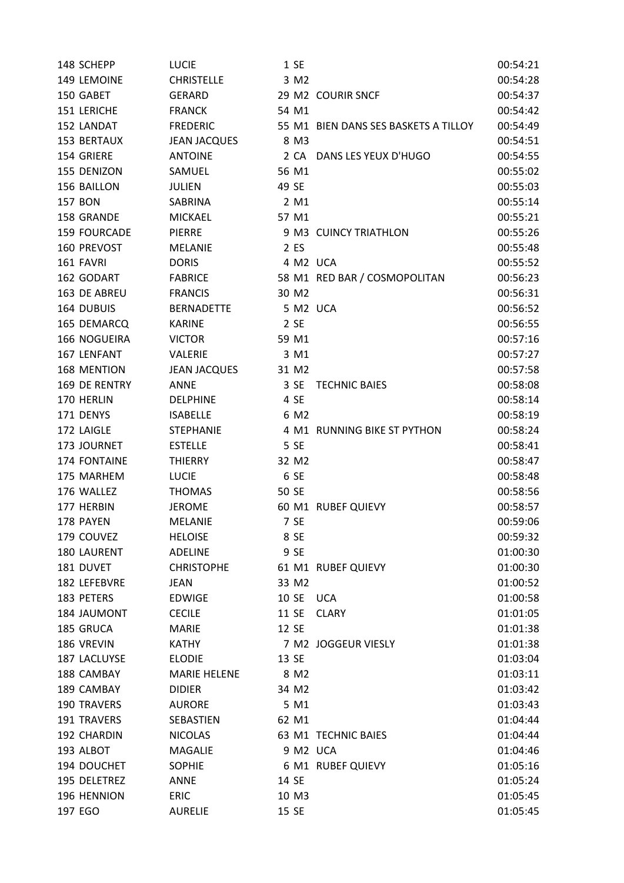| | | | | | |
|---|---|---|---|---|---|
| 148 | SCHEPP | LUCIE | 1 SE | | 00:54:21 |
| 149 | LEMOINE | CHRISTELLE | 3 M2 | | 00:54:28 |
| 150 | GABET | GERARD | 29 M2 | COURIR SNCF | 00:54:37 |
| 151 | LERICHE | FRANCK | 54 M1 | | 00:54:42 |
| 152 | LANDAT | FREDERIC | 55 M1 | BIEN DANS SES BASKETS A TILLOY | 00:54:49 |
| 153 | BERTAUX | JEAN JACQUES | 8 M3 | | 00:54:51 |
| 154 | GRIERE | ANTOINE | 2 CA | DANS LES YEUX D'HUGO | 00:54:55 |
| 155 | DENIZON | SAMUEL | 56 M1 | | 00:55:02 |
| 156 | BAILLON | JULIEN | 49 SE | | 00:55:03 |
| 157 | BON | SABRINA | 2 M1 | | 00:55:14 |
| 158 | GRANDE | MICKAEL | 57 M1 | | 00:55:21 |
| 159 | FOURCADE | PIERRE | 9 M3 | CUINCY TRIATHLON | 00:55:26 |
| 160 | PREVOST | MELANIE | 2 ES | | 00:55:48 |
| 161 | FAVRI | DORIS | 4 M2 | UCA | 00:55:52 |
| 162 | GODART | FABRICE | 58 M1 | RED BAR / COSMOPOLITAN | 00:56:23 |
| 163 | DE ABREU | FRANCIS | 30 M2 | | 00:56:31 |
| 164 | DUBUIS | BERNADETTE | 5 M2 | UCA | 00:56:52 |
| 165 | DEMARCQ | KARINE | 2 SE | | 00:56:55 |
| 166 | NOGUEIRA | VICTOR | 59 M1 | | 00:57:16 |
| 167 | LENFANT | VALERIE | 3 M1 | | 00:57:27 |
| 168 | MENTION | JEAN JACQUES | 31 M2 | | 00:57:58 |
| 169 | DE RENTRY | ANNE | 3 SE | TECHNIC BAIES | 00:58:08 |
| 170 | HERLIN | DELPHINE | 4 SE | | 00:58:14 |
| 171 | DENYS | ISABELLE | 6 M2 | | 00:58:19 |
| 172 | LAIGLE | STEPHANIE | 4 M1 | RUNNING BIKE ST PYTHON | 00:58:24 |
| 173 | JOURNET | ESTELLE | 5 SE | | 00:58:41 |
| 174 | FONTAINE | THIERRY | 32 M2 | | 00:58:47 |
| 175 | MARHEM | LUCIE | 6 SE | | 00:58:48 |
| 176 | WALLEZ | THOMAS | 50 SE | | 00:58:56 |
| 177 | HERBIN | JEROME | 60 M1 | RUBEF QUIEVY | 00:58:57 |
| 178 | PAYEN | MELANIE | 7 SE | | 00:59:06 |
| 179 | COUVEZ | HELOISE | 8 SE | | 00:59:32 |
| 180 | LAURENT | ADELINE | 9 SE | | 01:00:30 |
| 181 | DUVET | CHRISTOPHE | 61 M1 | RUBEF QUIEVY | 01:00:30 |
| 182 | LEFEBVRE | JEAN | 33 M2 | | 01:00:52 |
| 183 | PETERS | EDWIGE | 10 SE | UCA | 01:00:58 |
| 184 | JAUMONT | CECILE | 11 SE | CLARY | 01:01:05 |
| 185 | GRUCA | MARIE | 12 SE | | 01:01:38 |
| 186 | VREVIN | KATHY | 7 M2 | JOGGEUR VIESLY | 01:01:38 |
| 187 | LACLUYSE | ELODIE | 13 SE | | 01:03:04 |
| 188 | CAMBAY | MARIE HELENE | 8 M2 | | 01:03:11 |
| 189 | CAMBAY | DIDIER | 34 M2 | | 01:03:42 |
| 190 | TRAVERS | AURORE | 5 M1 | | 01:03:43 |
| 191 | TRAVERS | SEBASTIEN | 62 M1 | | 01:04:44 |
| 192 | CHARDIN | NICOLAS | 63 M1 | TECHNIC BAIES | 01:04:44 |
| 193 | ALBOT | MAGALIE | 9 M2 | UCA | 01:04:46 |
| 194 | DOUCHET | SOPHIE | 6 M1 | RUBEF QUIEVY | 01:05:16 |
| 195 | DELETREZ | ANNE | 14 SE | | 01:05:24 |
| 196 | HENNION | ERIC | 10 M3 | | 01:05:45 |
| 197 | EGO | AURELIE | 15 SE | | 01:05:45 |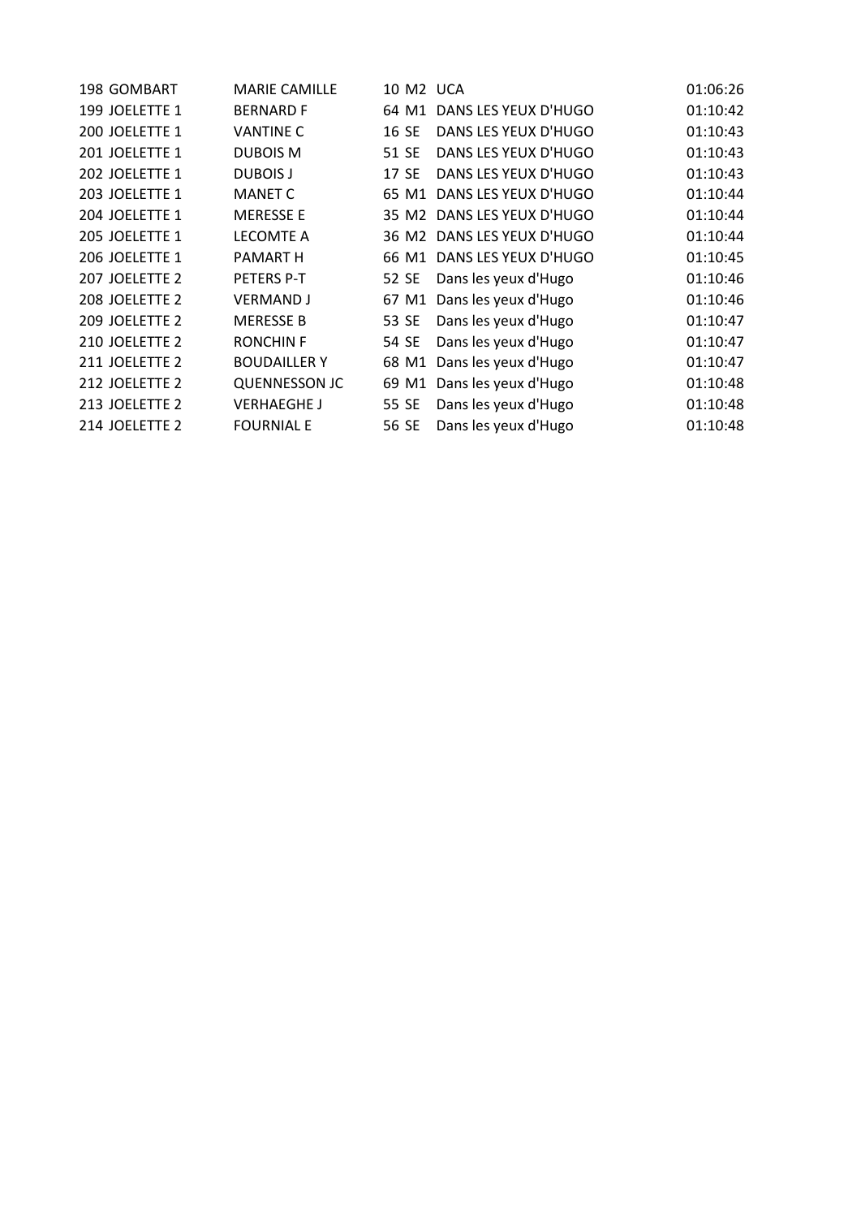| | | | | | | |
|---|---|---|---|---|---|---|
| 198 | GOMBART | MARIE CAMILLE | 10 | M2 | UCA | 01:06:26 |
| 199 | JOELETTE 1 | BERNARD F | 64 | M1 | DANS LES YEUX D'HUGO | 01:10:42 |
| 200 | JOELETTE 1 | VANTINE C | 16 | SE | DANS LES YEUX D'HUGO | 01:10:43 |
| 201 | JOELETTE 1 | DUBOIS M | 51 | SE | DANS LES YEUX D'HUGO | 01:10:43 |
| 202 | JOELETTE 1 | DUBOIS J | 17 | SE | DANS LES YEUX D'HUGO | 01:10:43 |
| 203 | JOELETTE 1 | MANET C | 65 | M1 | DANS LES YEUX D'HUGO | 01:10:44 |
| 204 | JOELETTE 1 | MERESSE E | 35 | M2 | DANS LES YEUX D'HUGO | 01:10:44 |
| 205 | JOELETTE 1 | LECOMTE A | 36 | M2 | DANS LES YEUX D'HUGO | 01:10:44 |
| 206 | JOELETTE 1 | PAMART H | 66 | M1 | DANS LES YEUX D'HUGO | 01:10:45 |
| 207 | JOELETTE 2 | PETERS P-T | 52 | SE | Dans les yeux d'Hugo | 01:10:46 |
| 208 | JOELETTE 2 | VERMAND J | 67 | M1 | Dans les yeux d'Hugo | 01:10:46 |
| 209 | JOELETTE 2 | MERESSE B | 53 | SE | Dans les yeux d'Hugo | 01:10:47 |
| 210 | JOELETTE 2 | RONCHIN F | 54 | SE | Dans les yeux d'Hugo | 01:10:47 |
| 211 | JOELETTE 2 | BOUDAILLER Y | 68 | M1 | Dans les yeux d'Hugo | 01:10:47 |
| 212 | JOELETTE 2 | QUENNESSON JC | 69 | M1 | Dans les yeux d'Hugo | 01:10:48 |
| 213 | JOELETTE 2 | VERHAEGHE J | 55 | SE | Dans les yeux d'Hugo | 01:10:48 |
| 214 | JOELETTE 2 | FOURNIAL E | 56 | SE | Dans les yeux d'Hugo | 01:10:48 |